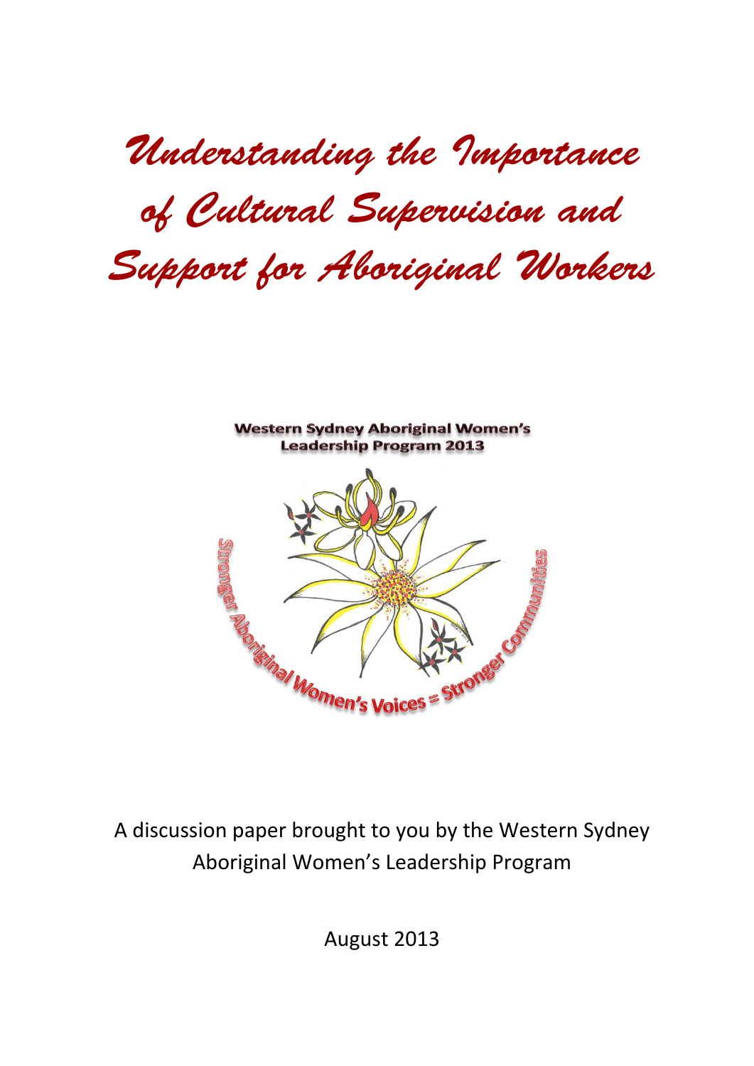# *Understanding the Importance of Cultural Supervision and Support for Aboriginal Workers*

**Western Sydney Aboriginal Women's Leadership Program 2013**

Stronger Aboriginal Women's Voices = Stronger Communities

A discussion paper brought to you by the Western Sydney Aboriginal Women's Leadership Program

August 2013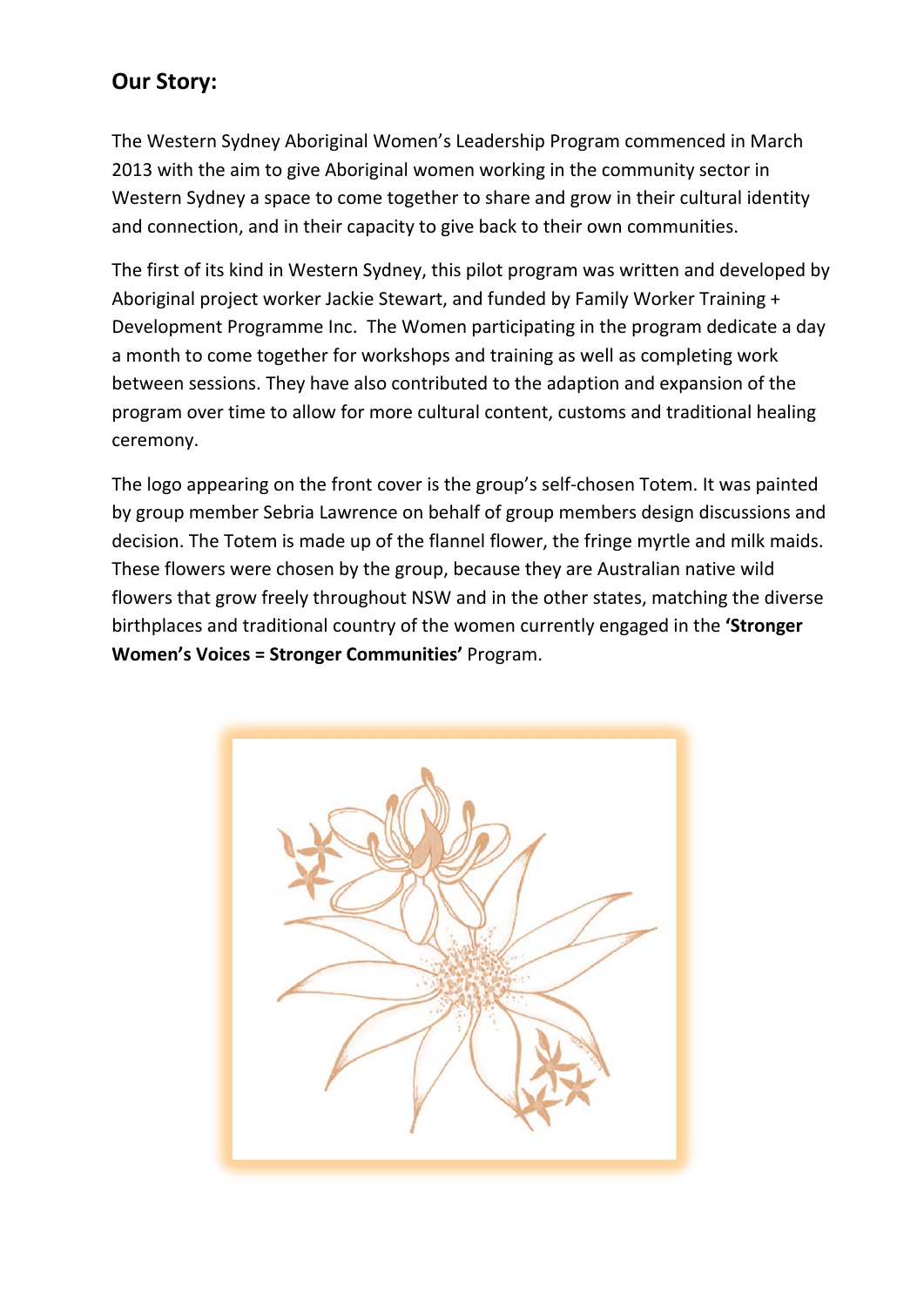## Our Story:

The Western Sydney Aboriginal Women's Leadership Program commenced in March 2013 with the aim to give Aboriginal women working in the community sector in Western Sydney a space to come together to share and grow in their cultural identity and connection, and in their capacity to give back to their own communities.

The first of its kind in Western Sydney, this pilot program was written and developed by Aboriginal project worker Jackie Stewart, and funded by Family Worker Training + Development Programme Inc. The Women participating in the program dedicate a day a month to come together for workshops and training as well as completing work between sessions. They have also contributed to the adaption and expansion of the program over time to allow for more cultural content, customs and traditional healing ceremony.

The logo appearing on the front cover is the group's self-chosen Totem. It was painted by group member Sebria Lawrence on behalf of group members design discussions and decision. The Totem is made up of the flannel flower, the fringe myrtle and milk maids. These flowers were chosen by the group, because they are Australian native wild flowers that grow freely throughout NSW and in the other states, matching the diverse birthplaces and traditional country of the women currently engaged in the **'Stronger Women's Voices = Stronger Communities'** Program.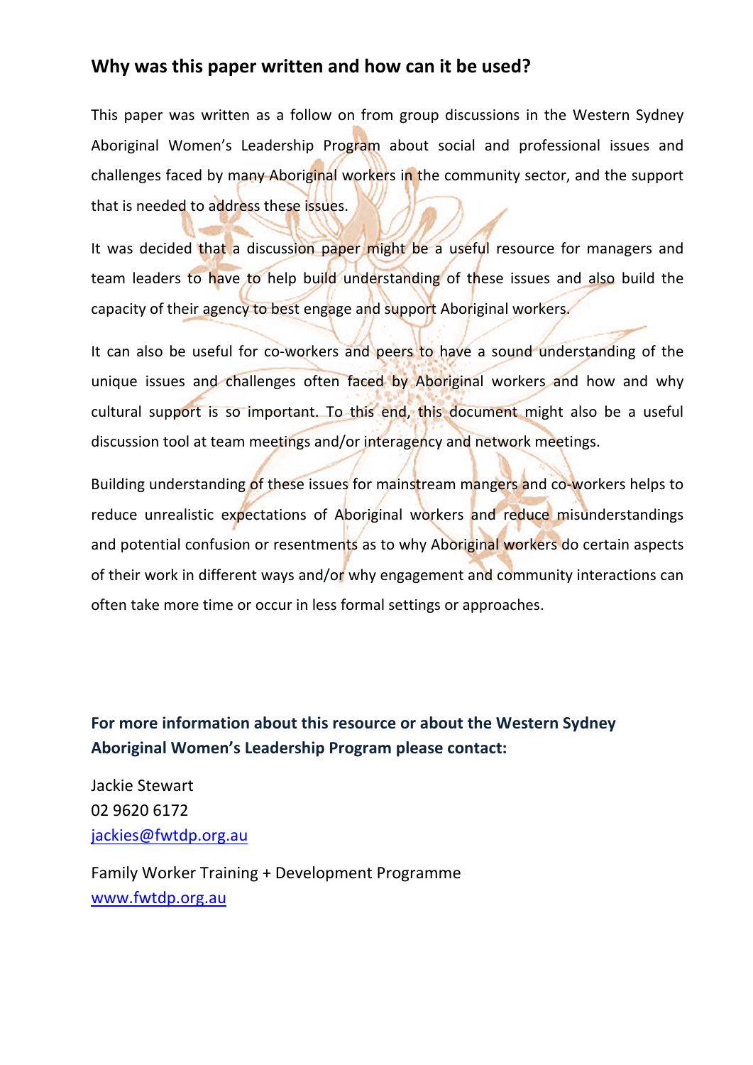## Why was this paper written and how can it be used?

This paper was written as a follow on from group discussions in the Western Sydney Aboriginal Women's Leadership Program about social and professional issues and challenges faced by many Aboriginal workers in the community sector, and the support that is needed to address these issues.

It was decided that a discussion paper might be a useful resource for managers and team leaders to have to help build understanding of these issues and also build the capacity of their agency to best engage and support Aboriginal workers.

It can also be useful for co-workers and peers to have a sound understanding of the unique issues and challenges often faced by Aboriginal workers and how and why cultural support is so important. To this end, this document might also be a useful discussion tool at team meetings and/or interagency and network meetings.

Building understanding of these issues for mainstream mangers and co-workers helps to reduce unrealistic expectations of Aboriginal workers and reduce misunderstandings and potential confusion or resentments as to why Aboriginal workers do certain aspects of their work in different ways and/or why engagement and community interactions can often take more time or occur in less formal settings or approaches.

**For more information about this resource or about the Western Sydney Aboriginal Women's Leadership Program please contact:**

Jackie Stewart
02 9620 6172
jackies@fwtdp.org.au

Family Worker Training + Development Programme
www.fwtdp.org.au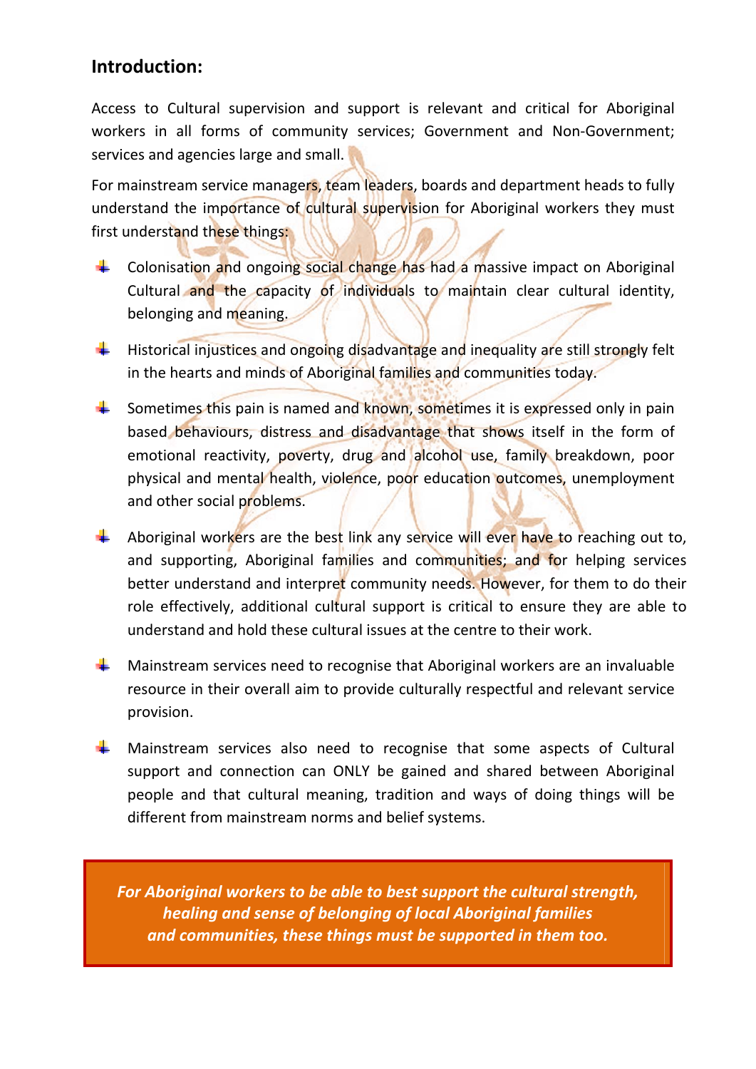## Introduction:

Access to Cultural supervision and support is relevant and critical for Aboriginal workers in all forms of community services; Government and Non-Government; services and agencies large and small.

For mainstream service managers, team leaders, boards and department heads to fully understand the importance of cultural supervision for Aboriginal workers they must first understand these things:

- Colonisation and ongoing social change has had a massive impact on Aboriginal Cultural and the capacity of individuals to maintain clear cultural identity, belonging and meaning.
- Historical injustices and ongoing disadvantage and inequality are still strongly felt in the hearts and minds of Aboriginal families and communities today.
- Sometimes this pain is named and known, sometimes it is expressed only in pain based behaviours, distress and disadvantage that shows itself in the form of emotional reactivity, poverty, drug and alcohol use, family breakdown, poor physical and mental health, violence, poor education outcomes, unemployment and other social problems.
- Aboriginal workers are the best link any service will ever have to reaching out to, and supporting, Aboriginal families and communities; and for helping services better understand and interpret community needs. However, for them to do their role effectively, additional cultural support is critical to ensure they are able to understand and hold these cultural issues at the centre to their work.
- Mainstream services need to recognise that Aboriginal workers are an invaluable resource in their overall aim to provide culturally respectful and relevant service provision.
- Mainstream services also need to recognise that some aspects of Cultural support and connection can ONLY be gained and shared between Aboriginal people and that cultural meaning, tradition and ways of doing things will be different from mainstream norms and belief systems.

***For Aboriginal workers to be able to best support the cultural strength, healing and sense of belonging of local Aboriginal families and communities, these things must be supported in them too.***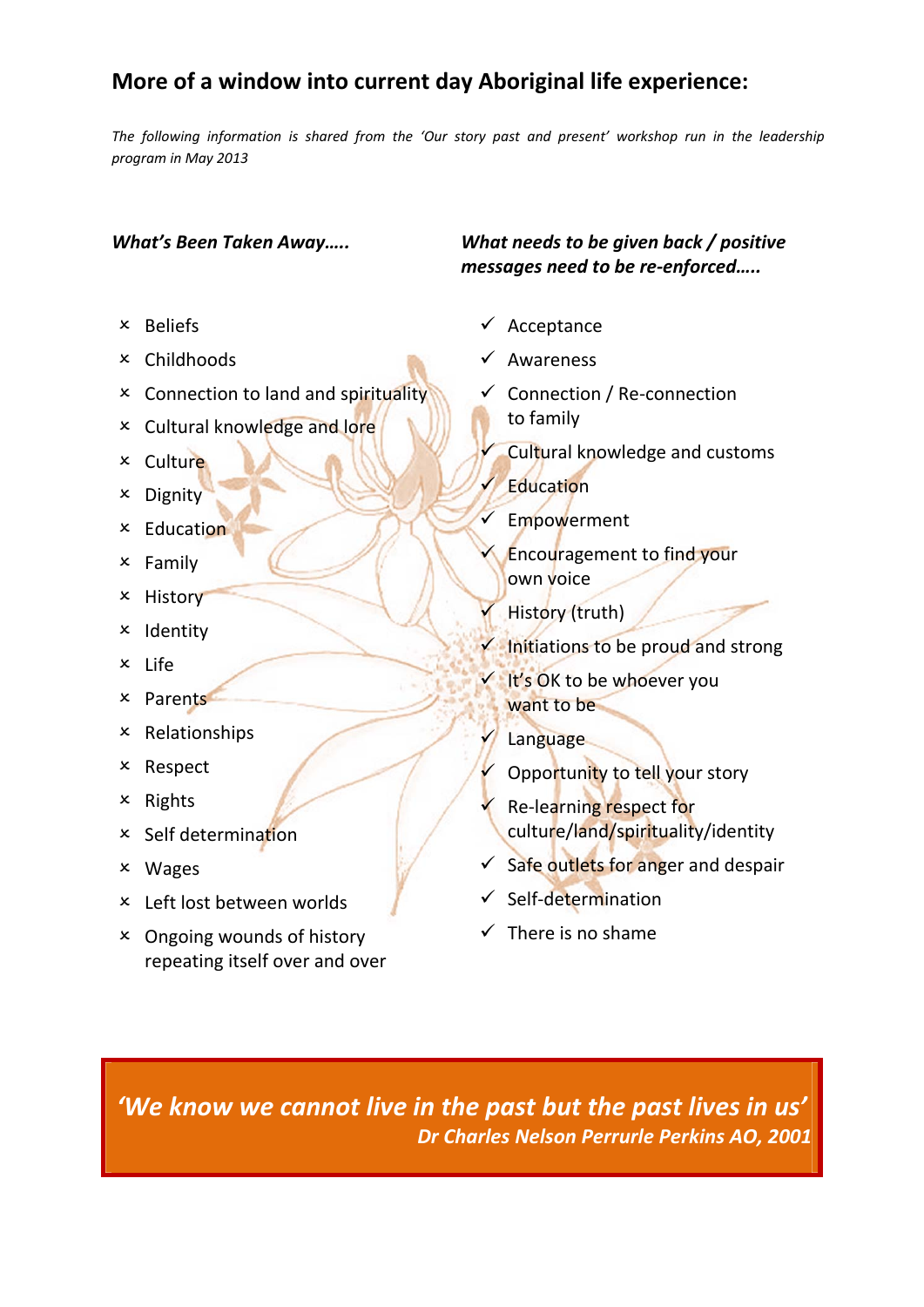## More of a window into current day Aboriginal life experience:

*The following information is shared from the 'Our story past and present' workshop run in the leadership program in May 2013*

***What's Been Taken Away…..***

- × Beliefs
- × Childhoods
- × Connection to land and spirituality
- × Cultural knowledge and lore
- × Culture
- × Dignity
- × Education
- × Family
- × History
- × Identity
- × Life
- × Parents
- × Relationships
- × Respect
- × Rights
- × Self determination
- × Wages
- × Left lost between worlds
- × Ongoing wounds of history repeating itself over and over

***What needs to be given back / positive messages need to be re-enforced…..***

- ✓ Acceptance
- ✓ Awareness
- ✓ Connection / Re-connection to family
- ✓ Cultural knowledge and customs
- ✓ Education
- ✓ Empowerment
- ✓ Encouragement to find your own voice
- ✓ History (truth)
- ✓ Initiations to be proud and strong
- ✓ It's OK to be whoever you want to be
- ✓ Language
- ✓ Opportunity to tell your story
- ✓ Re-learning respect for culture/land/spirituality/identity
- ✓ Safe outlets for anger and despair
- ✓ Self-determination
- ✓ There is no shame

> ***'We know we cannot live in the past but the past lives in us'***
> ***Dr Charles Nelson Perrurle Perkins AO, 2001***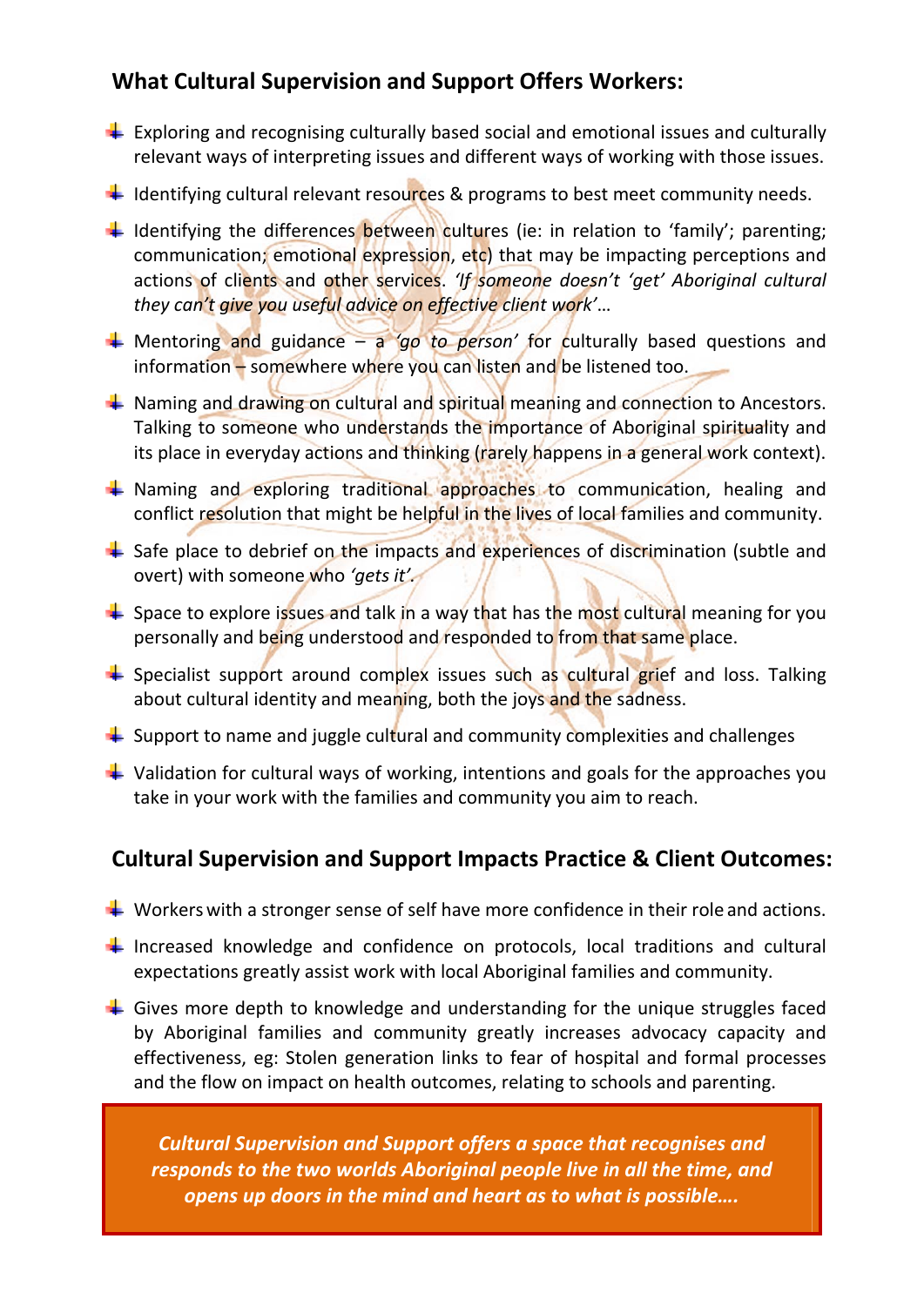## What Cultural Supervision and Support Offers Workers:

- Exploring and recognising culturally based social and emotional issues and culturally relevant ways of interpreting issues and different ways of working with those issues.
- Identifying cultural relevant resources & programs to best meet community needs.
- Identifying the differences between cultures (ie: in relation to 'family'; parenting; communication; emotional expression, etc) that may be impacting perceptions and actions of clients and other services. *'If someone doesn't 'get' Aboriginal cultural they can't give you useful advice on effective client work'*…
- Mentoring and guidance – a *'go to person'* for culturally based questions and information – somewhere where you can listen and be listened too.
- Naming and drawing on cultural and spiritual meaning and connection to Ancestors. Talking to someone who understands the importance of Aboriginal spirituality and its place in everyday actions and thinking (rarely happens in a general work context).
- Naming and exploring traditional approaches to communication, healing and conflict resolution that might be helpful in the lives of local families and community.
- Safe place to debrief on the impacts and experiences of discrimination (subtle and overt) with someone who *'gets it'*.
- Space to explore issues and talk in a way that has the most cultural meaning for you personally and being understood and responded to from that same place.
- Specialist support around complex issues such as cultural grief and loss. Talking about cultural identity and meaning, both the joys and the sadness.
- Support to name and juggle cultural and community complexities and challenges
- Validation for cultural ways of working, intentions and goals for the approaches you take in your work with the families and community you aim to reach.

## Cultural Supervision and Support Impacts Practice & Client Outcomes:

- Workers with a stronger sense of self have more confidence in their role and actions.
- Increased knowledge and confidence on protocols, local traditions and cultural expectations greatly assist work with local Aboriginal families and community.
- Gives more depth to knowledge and understanding for the unique struggles faced by Aboriginal families and community greatly increases advocacy capacity and effectiveness, eg: Stolen generation links to fear of hospital and formal processes and the flow on impact on health outcomes, relating to schools and parenting.

***Cultural Supervision and Support offers a space that recognises and responds to the two worlds Aboriginal people live in all the time, and opens up doors in the mind and heart as to what is possible….***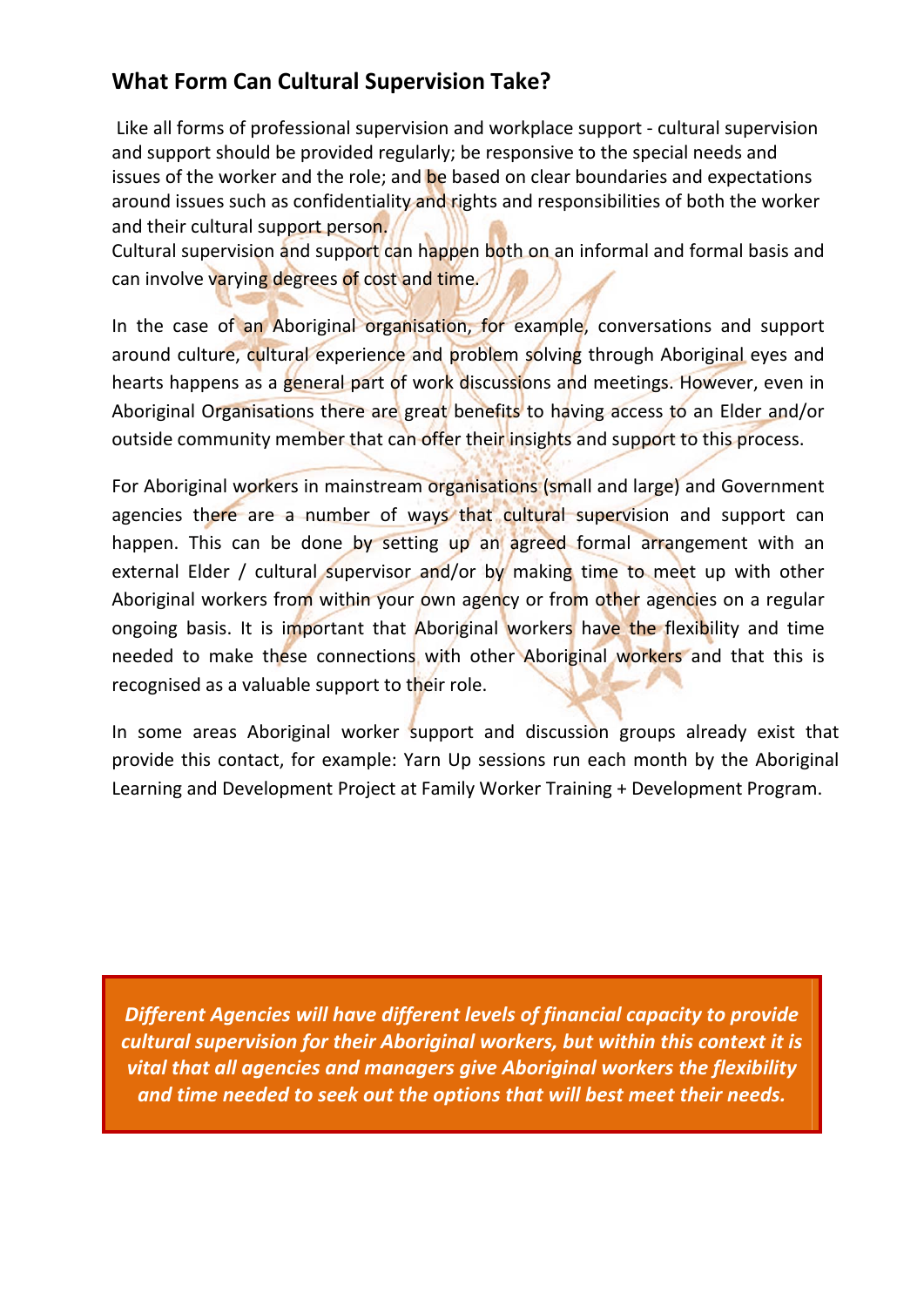## What Form Can Cultural Supervision Take?

Like all forms of professional supervision and workplace support - cultural supervision and support should be provided regularly; be responsive to the special needs and issues of the worker and the role; and be based on clear boundaries and expectations around issues such as confidentiality and rights and responsibilities of both the worker and their cultural support person.

Cultural supervision and support can happen both on an informal and formal basis and can involve varying degrees of cost and time.

In the case of an Aboriginal organisation, for example, conversations and support around culture, cultural experience and problem solving through Aboriginal eyes and hearts happens as a general part of work discussions and meetings. However, even in Aboriginal Organisations there are great benefits to having access to an Elder and/or outside community member that can offer their insights and support to this process.

For Aboriginal workers in mainstream organisations (small and large) and Government agencies there are a number of ways that cultural supervision and support can happen. This can be done by setting up an agreed formal arrangement with an external Elder / cultural supervisor and/or by making time to meet up with other Aboriginal workers from within your own agency or from other agencies on a regular ongoing basis. It is important that Aboriginal workers have the flexibility and time needed to make these connections with other Aboriginal workers and that this is recognised as a valuable support to their role.

In some areas Aboriginal worker support and discussion groups already exist that provide this contact, for example: Yarn Up sessions run each month by the Aboriginal Learning and Development Project at Family Worker Training + Development Program.

***Different Agencies will have different levels of financial capacity to provide cultural supervision for their Aboriginal workers, but within this context it is vital that all agencies and managers give Aboriginal workers the flexibility and time needed to seek out the options that will best meet their needs.***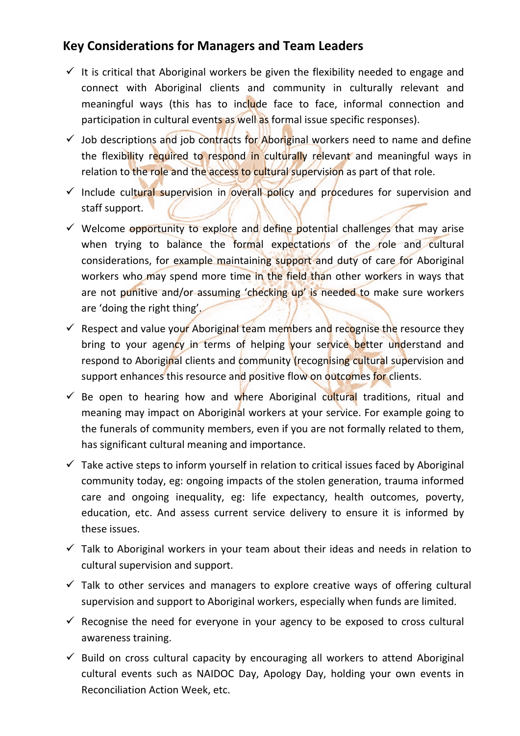## Key Considerations for Managers and Team Leaders

- ✓ It is critical that Aboriginal workers be given the flexibility needed to engage and connect with Aboriginal clients and community in culturally relevant and meaningful ways (this has to include face to face, informal connection and participation in cultural events as well as formal issue specific responses).
- ✓ Job descriptions and job contracts for Aboriginal workers need to name and define the flexibility required to respond in culturally relevant and meaningful ways in relation to the role and the access to cultural supervision as part of that role.
- ✓ Include cultural supervision in overall policy and procedures for supervision and staff support.
- ✓ Welcome opportunity to explore and define potential challenges that may arise when trying to balance the formal expectations of the role and cultural considerations, for example maintaining support and duty of care for Aboriginal workers who may spend more time in the field than other workers in ways that are not punitive and/or assuming 'checking up' is needed to make sure workers are 'doing the right thing'.
- ✓ Respect and value your Aboriginal team members and recognise the resource they bring to your agency in terms of helping your service better understand and respond to Aboriginal clients and community (recognising cultural supervision and support enhances this resource and positive flow on outcomes for clients.
- ✓ Be open to hearing how and where Aboriginal cultural traditions, ritual and meaning may impact on Aboriginal workers at your service. For example going to the funerals of community members, even if you are not formally related to them, has significant cultural meaning and importance.
- ✓ Take active steps to inform yourself in relation to critical issues faced by Aboriginal community today, eg: ongoing impacts of the stolen generation, trauma informed care and ongoing inequality, eg: life expectancy, health outcomes, poverty, education, etc. And assess current service delivery to ensure it is informed by these issues.
- ✓ Talk to Aboriginal workers in your team about their ideas and needs in relation to cultural supervision and support.
- ✓ Talk to other services and managers to explore creative ways of offering cultural supervision and support to Aboriginal workers, especially when funds are limited.
- ✓ Recognise the need for everyone in your agency to be exposed to cross cultural awareness training.
- ✓ Build on cross cultural capacity by encouraging all workers to attend Aboriginal cultural events such as NAIDOC Day, Apology Day, holding your own events in Reconciliation Action Week, etc.